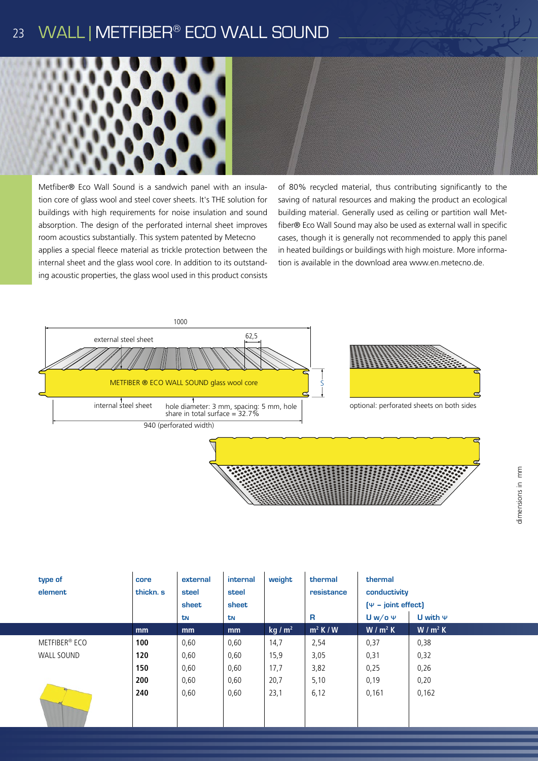# WALL | METFIBER® ECO WALL SOUND

Metfiber® Eco Wall Sound is a sandwich panel with an insulation core of glass wool and steel cover sheets. It's THE solution for buildings with high requirements for noise insulation and sound absorption. The design of the perforated internal sheet improves room acoustics substantially. This system patented by Metecno applies a special fleece material as trickle protection between the internal sheet and the glass wool core. In addition to its outstanding acoustic properties, the glass wool used in this product consists of 80% recycled material, thus contributing significantly to the saving of natural resources and making the product an ecological building material. Generally used as ceiling or partition wall Metfiber® Eco Wall Sound may also be used as external wall in specific cases, though it is generally not recommended to apply this panel in heated buildings or buildings with high moisture. More information is available in the download area www.en.metecno.de.

1000

62,5

external steel sheet

METFIBER ® ECO WALL SOUND glass wool core

S

internal steel sheet

hole diameter: 3 mm, spacing: 5 mm, hole share in total surface = 32.7%

940 (perforated width)

optional: perforated sheets on both sides

dimensions in mm

| type of element | core thickn. s | external steel sheet $t_N$ | internal steel sheet $t_N$ | weight | thermal resistance R | thermal conductivity (Ψ – joint effect) U w/o Ψ | U with Ψ |
|---|---|---|---|---|---|---|---|
| | mm | mm | mm | kg / m² | m² K / W | W / m² K | W / m² K |
| METFIBER® ECO WALL SOUND | **100** | 0,60 | 0,60 | 14,7 | 2,54 | 0,37 | 0,38 |
| | **120** | 0,60 | 0,60 | 15,9 | 3,05 | 0,31 | 0,32 |
| | **150** | 0,60 | 0,60 | 17,7 | 3,82 | 0,25 | 0,26 |
| | **200** | 0,60 | 0,60 | 20,7 | 5,10 | 0,19 | 0,20 |
| | **240** | 0,60 | 0,60 | 23,1 | 6,12 | 0,161 | 0,162 |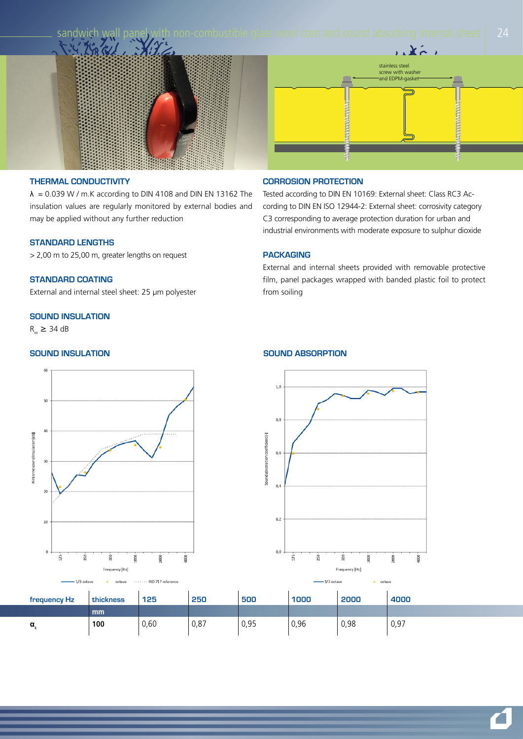sandwich wall panel with non-combustible glass wool core and sound absorbing internal sheet

stainless steel screw with washer and EDPM-gasket

### THERMAL CONDUCTIVITY

λ = 0.039 W / m.K according to DIN 4108 and DIN EN 13162 The insulation values are regularly monitored by external bodies and may be applied without any further reduction

### STANDARD LENGTHS

> 2,00 m to 25,00 m, greater lengths on request

### STANDARD COATING

External and internal steel sheet: 25 µm polyester

### SOUND INSULATION

$R_w \geq 34$ dB

### CORROSION PROTECTION

Tested according to DIN EN 10169: External sheet: Class RC3 According to DIN EN ISO 12944-2: External sheet: corrosivity category C3 corresponding to average protection duration for urban and industrial environments with moderate exposure to sulphur dioxide

### PACKAGING

External and internal sheets provided with removable protective film, panel packages wrapped with banded plastic foil to protect from soiling

### SOUND INSULATION

Airborne sound insulation [dB]
60
50
40
30
20
10
0
125
250
500
1000
2000
4000
Frequency [Hz]
1/3 octave
octave
ISO 717 reference

### SOUND ABSORPTION

Sound absorption coefficient [-]
1,0
0,8
0,6
0,4
0,2
0,0
125
250
500
1000
2000
4000
Frequency [Hz]
1/3 octave
octave

| frequency Hz | thickness | 125 | 250 | 500 | 1000 | 2000 | 4000 |
|---|---|---|---|---|---|---|---|
| | mm | | | | | | |
| $\alpha_s$ | 100 | 0,60 | 0,87 | 0,95 | 0,96 | 0,98 | 0,97 |